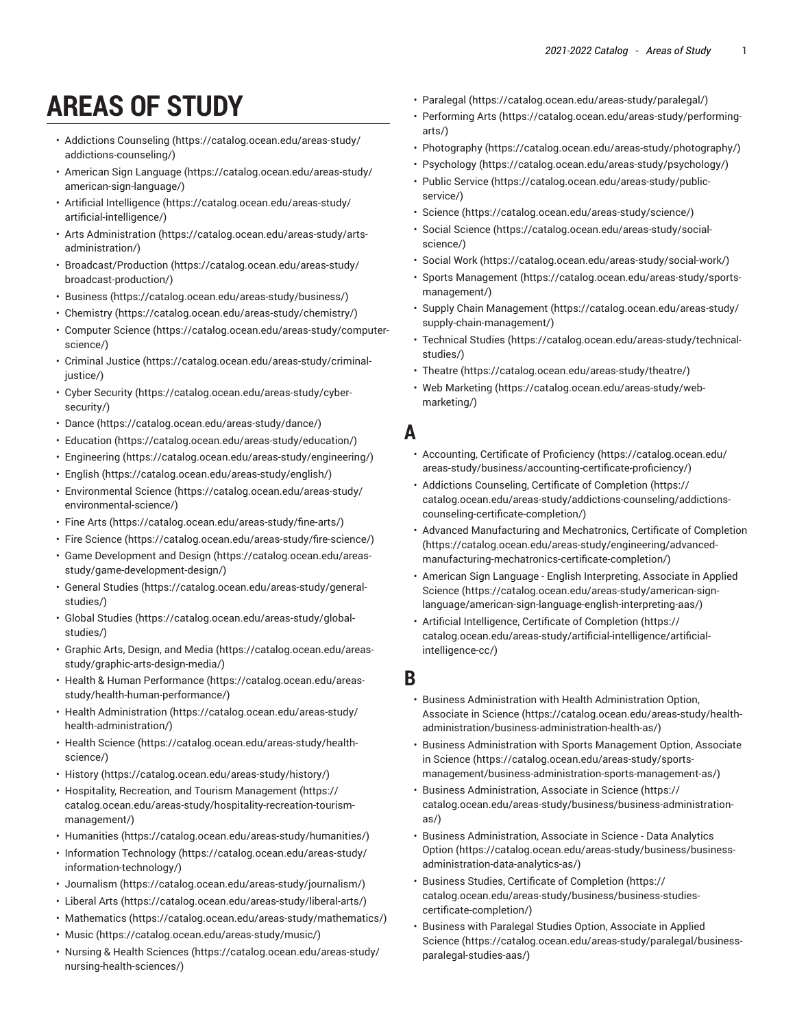# AREAS OF STUDY

- Addictions Counseling (https://catalog.ocean.edu/areas-study/addictions-counseling/)
- American Sign Language (https://catalog.ocean.edu/areas-study/american-sign-language/)
- Artificial Intelligence (https://catalog.ocean.edu/areas-study/artificial-intelligence/)
- Arts Administration (https://catalog.ocean.edu/areas-study/arts-administration/)
- Broadcast/Production (https://catalog.ocean.edu/areas-study/broadcast-production/)
- Business (https://catalog.ocean.edu/areas-study/business/)
- Chemistry (https://catalog.ocean.edu/areas-study/chemistry/)
- Computer Science (https://catalog.ocean.edu/areas-study/computer-science/)
- Criminal Justice (https://catalog.ocean.edu/areas-study/criminal-justice/)
- Cyber Security (https://catalog.ocean.edu/areas-study/cyber-security/)
- Dance (https://catalog.ocean.edu/areas-study/dance/)
- Education (https://catalog.ocean.edu/areas-study/education/)
- Engineering (https://catalog.ocean.edu/areas-study/engineering/)
- English (https://catalog.ocean.edu/areas-study/english/)
- Environmental Science (https://catalog.ocean.edu/areas-study/environmental-science/)
- Fine Arts (https://catalog.ocean.edu/areas-study/fine-arts/)
- Fire Science (https://catalog.ocean.edu/areas-study/fire-science/)
- Game Development and Design (https://catalog.ocean.edu/areas-study/game-development-design/)
- General Studies (https://catalog.ocean.edu/areas-study/general-studies/)
- Global Studies (https://catalog.ocean.edu/areas-study/global-studies/)
- Graphic Arts, Design, and Media (https://catalog.ocean.edu/areas-study/graphic-arts-design-media/)
- Health & Human Performance (https://catalog.ocean.edu/areas-study/health-human-performance/)
- Health Administration (https://catalog.ocean.edu/areas-study/health-administration/)
- Health Science (https://catalog.ocean.edu/areas-study/health-science/)
- History (https://catalog.ocean.edu/areas-study/history/)
- Hospitality, Recreation, and Tourism Management (https://catalog.ocean.edu/areas-study/hospitality-recreation-tourism-management/)
- Humanities (https://catalog.ocean.edu/areas-study/humanities/)
- Information Technology (https://catalog.ocean.edu/areas-study/information-technology/)
- Journalism (https://catalog.ocean.edu/areas-study/journalism/)
- Liberal Arts (https://catalog.ocean.edu/areas-study/liberal-arts/)
- Mathematics (https://catalog.ocean.edu/areas-study/mathematics/)
- Music (https://catalog.ocean.edu/areas-study/music/)
- Nursing & Health Sciences (https://catalog.ocean.edu/areas-study/nursing-health-sciences/)
- Paralegal (https://catalog.ocean.edu/areas-study/paralegal/)
- Performing Arts (https://catalog.ocean.edu/areas-study/performing-arts/)
- Photography (https://catalog.ocean.edu/areas-study/photography/)
- Psychology (https://catalog.ocean.edu/areas-study/psychology/)
- Public Service (https://catalog.ocean.edu/areas-study/public-service/)
- Science (https://catalog.ocean.edu/areas-study/science/)
- Social Science (https://catalog.ocean.edu/areas-study/social-science/)
- Social Work (https://catalog.ocean.edu/areas-study/social-work/)
- Sports Management (https://catalog.ocean.edu/areas-study/sports-management/)
- Supply Chain Management (https://catalog.ocean.edu/areas-study/supply-chain-management/)
- Technical Studies (https://catalog.ocean.edu/areas-study/technical-studies/)
- Theatre (https://catalog.ocean.edu/areas-study/theatre/)
- Web Marketing (https://catalog.ocean.edu/areas-study/web-marketing/)

## A

- Accounting, Certificate of Proficiency (https://catalog.ocean.edu/areas-study/business/accounting-certificate-proficiency/)
- Addictions Counseling, Certificate of Completion (https://catalog.ocean.edu/areas-study/addictions-counseling/addictions-counseling-certificate-completion/)
- Advanced Manufacturing and Mechatronics, Certificate of Completion (https://catalog.ocean.edu/areas-study/engineering/advanced-manufacturing-mechatronics-certificate-completion/)
- American Sign Language - English Interpreting, Associate in Applied Science (https://catalog.ocean.edu/areas-study/american-sign-language/american-sign-language-english-interpreting-aas/)
- Artificial Intelligence, Certificate of Completion (https://catalog.ocean.edu/areas-study/artificial-intelligence/artificial-intelligence-cc/)

## B

- Business Administration with Health Administration Option, Associate in Science (https://catalog.ocean.edu/areas-study/health-administration/business-administration-health-as/)
- Business Administration with Sports Management Option, Associate in Science (https://catalog.ocean.edu/areas-study/sports-management/business-administration-sports-management-as/)
- Business Administration, Associate in Science (https://catalog.ocean.edu/areas-study/business/business-administration-as/)
- Business Administration, Associate in Science - Data Analytics Option (https://catalog.ocean.edu/areas-study/business/business-administration-data-analytics-as/)
- Business Studies, Certificate of Completion (https://catalog.ocean.edu/areas-study/business/business-studies-certificate-completion/)
- Business with Paralegal Studies Option, Associate in Applied Science (https://catalog.ocean.edu/areas-study/paralegal/business-paralegal-studies-aas/)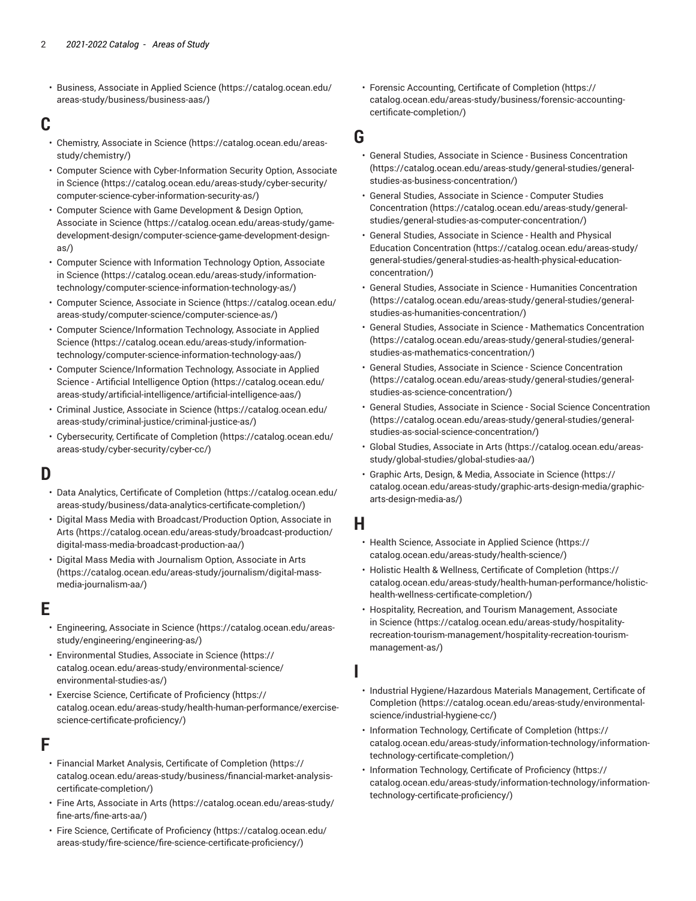- Business, Associate in Applied Science (https://catalog.ocean.edu/areas-study/business/business-aas/)

## C

- Chemistry, Associate in Science (https://catalog.ocean.edu/areas-study/chemistry/)
- Computer Science with Cyber-Information Security Option, Associate in Science (https://catalog.ocean.edu/areas-study/cyber-security/computer-science-cyber-information-security-as/)
- Computer Science with Game Development & Design Option, Associate in Science (https://catalog.ocean.edu/areas-study/game-development-design/computer-science-game-development-design-as/)
- Computer Science with Information Technology Option, Associate in Science (https://catalog.ocean.edu/areas-study/information-technology/computer-science-information-technology-as/)
- Computer Science, Associate in Science (https://catalog.ocean.edu/areas-study/computer-science/computer-science-as/)
- Computer Science/Information Technology, Associate in Applied Science (https://catalog.ocean.edu/areas-study/information-technology/computer-science-information-technology-aas/)
- Computer Science/Information Technology, Associate in Applied Science - Artificial Intelligence Option (https://catalog.ocean.edu/areas-study/artificial-intelligence/artificial-intelligence-aas/)
- Criminal Justice, Associate in Science (https://catalog.ocean.edu/areas-study/criminal-justice/criminal-justice-as/)
- Cybersecurity, Certificate of Completion (https://catalog.ocean.edu/areas-study/cyber-security/cyber-cc/)

## D

- Data Analytics, Certificate of Completion (https://catalog.ocean.edu/areas-study/business/data-analytics-certificate-completion/)
- Digital Mass Media with Broadcast/Production Option, Associate in Arts (https://catalog.ocean.edu/areas-study/broadcast-production/digital-mass-media-broadcast-production-aa/)
- Digital Mass Media with Journalism Option, Associate in Arts (https://catalog.ocean.edu/areas-study/journalism/digital-mass-media-journalism-aa/)

## E

- Engineering, Associate in Science (https://catalog.ocean.edu/areas-study/engineering/engineering-as/)
- Environmental Studies, Associate in Science (https://catalog.ocean.edu/areas-study/environmental-science/environmental-studies-as/)
- Exercise Science, Certificate of Proficiency (https://catalog.ocean.edu/areas-study/health-human-performance/exercise-science-certificate-proficiency/)

## F

- Financial Market Analysis, Certificate of Completion (https://catalog.ocean.edu/areas-study/business/financial-market-analysis-certificate-completion/)
- Fine Arts, Associate in Arts (https://catalog.ocean.edu/areas-study/fine-arts/fine-arts-aa/)
- Fire Science, Certificate of Proficiency (https://catalog.ocean.edu/areas-study/fire-science/fire-science-certificate-proficiency/)
- Forensic Accounting, Certificate of Completion (https://catalog.ocean.edu/areas-study/business/forensic-accounting-certificate-completion/)

## G

- General Studies, Associate in Science - Business Concentration (https://catalog.ocean.edu/areas-study/general-studies/general-studies-as-business-concentration/)
- General Studies, Associate in Science - Computer Studies Concentration (https://catalog.ocean.edu/areas-study/general-studies/general-studies-as-computer-concentration/)
- General Studies, Associate in Science - Health and Physical Education Concentration (https://catalog.ocean.edu/areas-study/general-studies/general-studies-as-health-physical-education-concentration/)
- General Studies, Associate in Science - Humanities Concentration (https://catalog.ocean.edu/areas-study/general-studies/general-studies-as-humanities-concentration/)
- General Studies, Associate in Science - Mathematics Concentration (https://catalog.ocean.edu/areas-study/general-studies/general-studies-as-mathematics-concentration/)
- General Studies, Associate in Science - Science Concentration (https://catalog.ocean.edu/areas-study/general-studies/general-studies-as-science-concentration/)
- General Studies, Associate in Science - Social Science Concentration (https://catalog.ocean.edu/areas-study/general-studies/general-studies-as-social-science-concentration/)
- Global Studies, Associate in Arts (https://catalog.ocean.edu/areas-study/global-studies/global-studies-aa/)
- Graphic Arts, Design, & Media, Associate in Science (https://catalog.ocean.edu/areas-study/graphic-arts-design-media/graphic-arts-design-media-as/)

## H

- Health Science, Associate in Applied Science (https://catalog.ocean.edu/areas-study/health-science/)
- Holistic Health & Wellness, Certificate of Completion (https://catalog.ocean.edu/areas-study/health-human-performance/holistic-health-wellness-certificate-completion/)
- Hospitality, Recreation, and Tourism Management, Associate in Science (https://catalog.ocean.edu/areas-study/hospitality-recreation-tourism-management/hospitality-recreation-tourism-management-as/)

## I

- Industrial Hygiene/Hazardous Materials Management, Certificate of Completion (https://catalog.ocean.edu/areas-study/environmental-science/industrial-hygiene-cc/)
- Information Technology, Certificate of Completion (https://catalog.ocean.edu/areas-study/information-technology/information-technology-certificate-completion/)
- Information Technology, Certificate of Proficiency (https://catalog.ocean.edu/areas-study/information-technology/information-technology-certificate-proficiency/)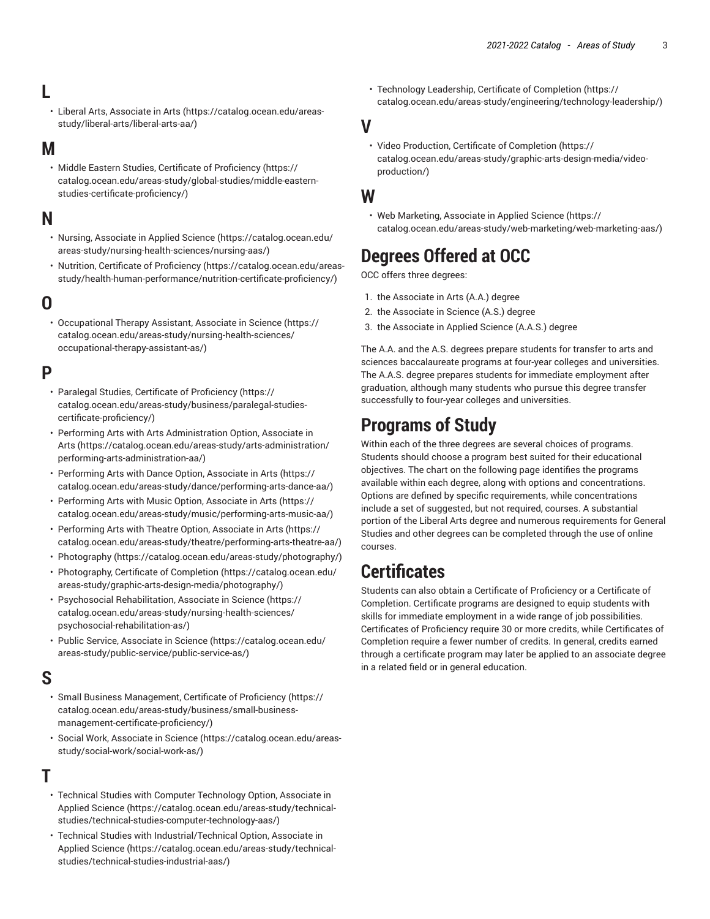## L

- Liberal Arts, Associate in Arts (https://catalog.ocean.edu/areas-study/liberal-arts/liberal-arts-aa/)

## M

- Middle Eastern Studies, Certificate of Proficiency (https://catalog.ocean.edu/areas-study/global-studies/middle-eastern-studies-certificate-proficiency/)

## N

- Nursing, Associate in Applied Science (https://catalog.ocean.edu/areas-study/nursing-health-sciences/nursing-aas/)
- Nutrition, Certificate of Proficiency (https://catalog.ocean.edu/areas-study/health-human-performance/nutrition-certificate-proficiency/)

## O

- Occupational Therapy Assistant, Associate in Science (https://catalog.ocean.edu/areas-study/nursing-health-sciences/occupational-therapy-assistant-as/)

## P

- Paralegal Studies, Certificate of Proficiency (https://catalog.ocean.edu/areas-study/business/paralegal-studies-certificate-proficiency/)
- Performing Arts with Arts Administration Option, Associate in Arts (https://catalog.ocean.edu/areas-study/arts-administration/performing-arts-administration-aa/)
- Performing Arts with Dance Option, Associate in Arts (https://catalog.ocean.edu/areas-study/dance/performing-arts-dance-aa/)
- Performing Arts with Music Option, Associate in Arts (https://catalog.ocean.edu/areas-study/music/performing-arts-music-aa/)
- Performing Arts with Theatre Option, Associate in Arts (https://catalog.ocean.edu/areas-study/theatre/performing-arts-theatre-aa/)
- Photography (https://catalog.ocean.edu/areas-study/photography/)
- Photography, Certificate of Completion (https://catalog.ocean.edu/areas-study/graphic-arts-design-media/photography/)
- Psychosocial Rehabilitation, Associate in Science (https://catalog.ocean.edu/areas-study/nursing-health-sciences/psychosocial-rehabilitation-as/)
- Public Service, Associate in Science (https://catalog.ocean.edu/areas-study/public-service/public-service-as/)

## S

- Small Business Management, Certificate of Proficiency (https://catalog.ocean.edu/areas-study/business/small-business-management-certificate-proficiency/)
- Social Work, Associate in Science (https://catalog.ocean.edu/areas-study/social-work/social-work-as/)

## T

- Technical Studies with Computer Technology Option, Associate in Applied Science (https://catalog.ocean.edu/areas-study/technical-studies/technical-studies-computer-technology-aas/)
- Technical Studies with Industrial/Technical Option, Associate in Applied Science (https://catalog.ocean.edu/areas-study/technical-studies/technical-studies-industrial-aas/)
- Technology Leadership, Certificate of Completion (https://catalog.ocean.edu/areas-study/engineering/technology-leadership/)

## V

- Video Production, Certificate of Completion (https://catalog.ocean.edu/areas-study/graphic-arts-design-media/video-production/)

## W

- Web Marketing, Associate in Applied Science (https://catalog.ocean.edu/areas-study/web-marketing/web-marketing-aas/)

# Degrees Offered at OCC

OCC offers three degrees:

1. the Associate in Arts (A.A.) degree
2. the Associate in Science (A.S.) degree
3. the Associate in Applied Science (A.A.S.) degree

The A.A. and the A.S. degrees prepare students for transfer to arts and sciences baccalaureate programs at four-year colleges and universities. The A.A.S. degree prepares students for immediate employment after graduation, although many students who pursue this degree transfer successfully to four-year colleges and universities.

# Programs of Study

Within each of the three degrees are several choices of programs. Students should choose a program best suited for their educational objectives. The chart on the following page identifies the programs available within each degree, along with options and concentrations. Options are defined by specific requirements, while concentrations include a set of suggested, but not required, courses. A substantial portion of the Liberal Arts degree and numerous requirements for General Studies and other degrees can be completed through the use of online courses.

# Certificates

Students can also obtain a Certificate of Proficiency or a Certificate of Completion. Certificate programs are designed to equip students with skills for immediate employment in a wide range of job possibilities. Certificates of Proficiency require 30 or more credits, while Certificates of Completion require a fewer number of credits. In general, credits earned through a certificate program may later be applied to an associate degree in a related field or in general education.